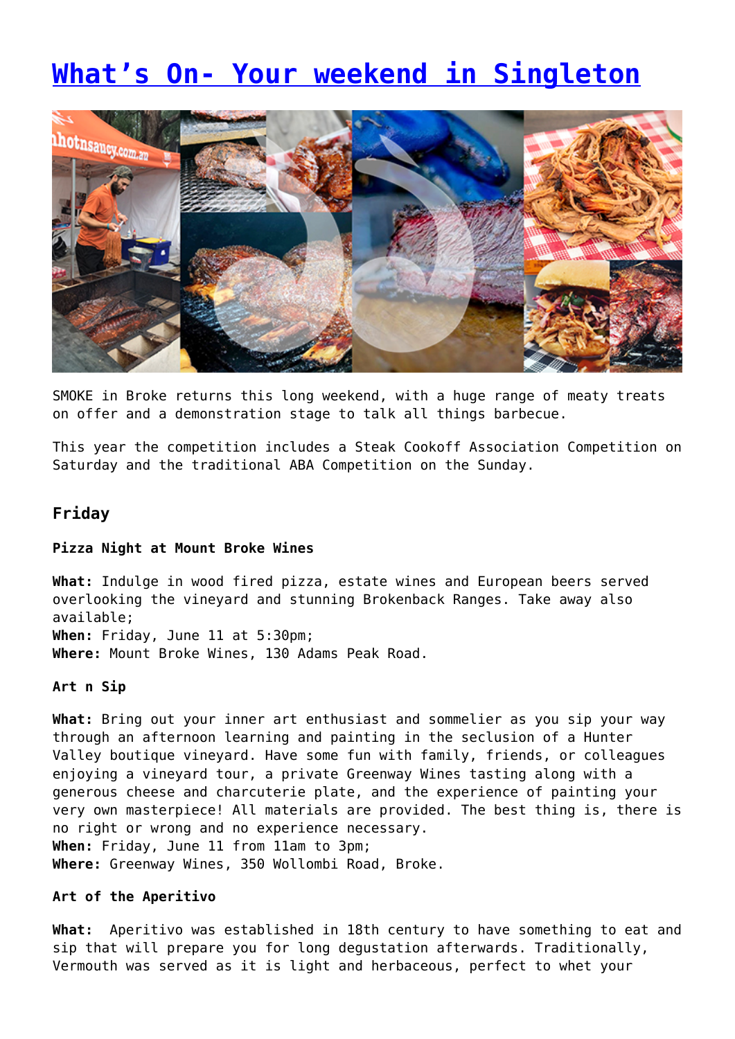# What's On- Your weekend in Singleton

SMOKE in Broke returns this long weekend, with a huge range of meaty treats on offer and a demonstration stage to talk all things barbecue.

This year the competition includes a Steak Cookoff Association Competition on Saturday and the traditional ABA Competition on the Sunday.

### Friday

#### Pizza Night at Mount Broke Wines

**What:** Indulge in wood fired pizza, estate wines and European beers served overlooking the vineyard and stunning Brokenback Ranges. Take away also available;
**When:** Friday, June 11 at 5:30pm;
**Where:** Mount Broke Wines, 130 Adams Peak Road.

#### Art n Sip

**What:** Bring out your inner art enthusiast and sommelier as you sip your way through an afternoon learning and painting in the seclusion of a Hunter Valley boutique vineyard. Have some fun with family, friends, or colleagues enjoying a vineyard tour, a private Greenway Wines tasting along with a generous cheese and charcuterie plate, and the experience of painting your very own masterpiece! All materials are provided. The best thing is, there is no right or wrong and no experience necessary.
**When:** Friday, June 11 from 11am to 3pm;
**Where:** Greenway Wines, 350 Wollombi Road, Broke.

#### Art of the Aperitivo

**What:** Aperitivo was established in 18th century to have something to eat and sip that will prepare you for long degustation afterwards. Traditionally, Vermouth was served as it is light and herbaceous, perfect to whet your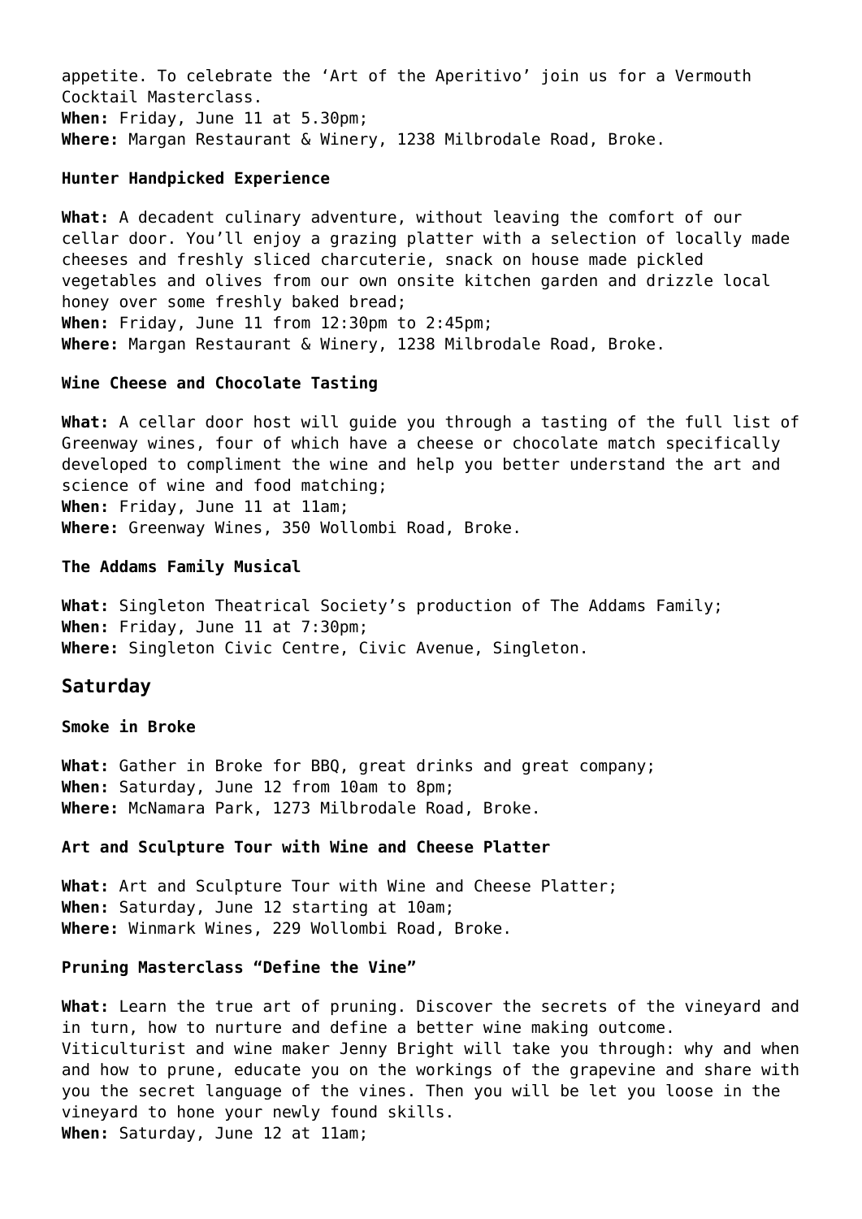appetite. To celebrate the 'Art of the Aperitivo' join us for a Vermouth Cocktail Masterclass.
**When:** Friday, June 11 at 5.30pm;
**Where:** Margan Restaurant & Winery, 1238 Milbrodale Road, Broke.

#### Hunter Handpicked Experience

**What:** A decadent culinary adventure, without leaving the comfort of our cellar door. You'll enjoy a grazing platter with a selection of locally made cheeses and freshly sliced charcuterie, snack on house made pickled vegetables and olives from our own onsite kitchen garden and drizzle local honey over some freshly baked bread;
**When:** Friday, June 11 from 12:30pm to 2:45pm;
**Where:** Margan Restaurant & Winery, 1238 Milbrodale Road, Broke.

#### Wine Cheese and Chocolate Tasting

**What:** A cellar door host will guide you through a tasting of the full list of Greenway wines, four of which have a cheese or chocolate match specifically developed to compliment the wine and help you better understand the art and science of wine and food matching;
**When:** Friday, June 11 at 11am;
**Where:** Greenway Wines, 350 Wollombi Road, Broke.

#### The Addams Family Musical

**What:** Singleton Theatrical Society's production of The Addams Family;
**When:** Friday, June 11 at 7:30pm;
**Where:** Singleton Civic Centre, Civic Avenue, Singleton.

### Saturday

#### Smoke in Broke

**What:** Gather in Broke for BBQ, great drinks and great company;
**When:** Saturday, June 12 from 10am to 8pm;
**Where:** McNamara Park, 1273 Milbrodale Road, Broke.

#### Art and Sculpture Tour with Wine and Cheese Platter

**What:** Art and Sculpture Tour with Wine and Cheese Platter;
**When:** Saturday, June 12 starting at 10am;
**Where:** Winmark Wines, 229 Wollombi Road, Broke.

#### Pruning Masterclass "Define the Vine"

**What:** Learn the true art of pruning. Discover the secrets of the vineyard and in turn, how to nurture and define a better wine making outcome.
Viticulturist and wine maker Jenny Bright will take you through: why and when and how to prune, educate you on the workings of the grapevine and share with you the secret language of the vines. Then you will be let you loose in the vineyard to hone your newly found skills.
**When:** Saturday, June 12 at 11am;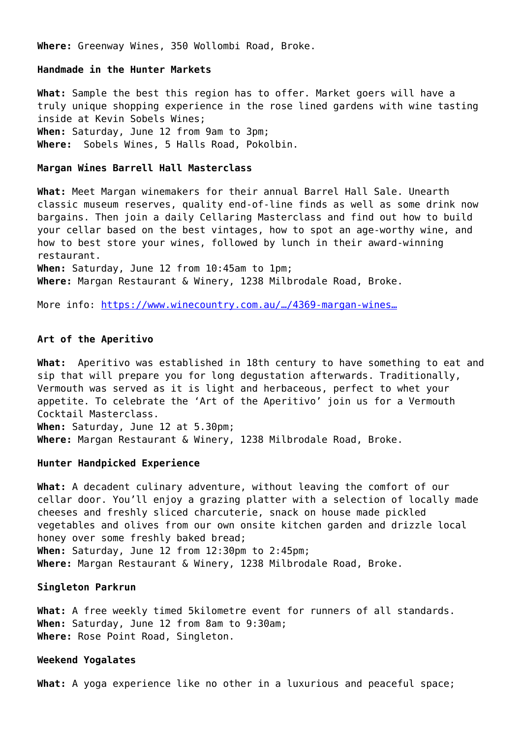**Where:** Greenway Wines, 350 Wollombi Road, Broke.

**Handmade in the Hunter Markets**

**What:** Sample the best this region has to offer. Market goers will have a truly unique shopping experience in the rose lined gardens with wine tasting inside at Kevin Sobels Wines;
**When:** Saturday, June 12 from 9am to 3pm;
**Where:** Sobels Wines, 5 Halls Road, Pokolbin.

**Margan Wines Barrell Hall Masterclass**

**What:** Meet Margan winemakers for their annual Barrel Hall Sale. Unearth classic museum reserves, quality end-of-line finds as well as some drink now bargains. Then join a daily Cellaring Masterclass and find out how to build your cellar based on the best vintages, how to spot an age-worthy wine, and how to best store your wines, followed by lunch in their award-winning restaurant.
**When:** Saturday, June 12 from 10:45am to 1pm;
**Where:** Margan Restaurant & Winery, 1238 Milbrodale Road, Broke.

More info: https://www.winecountry.com.au/…/4369-margan-wines…

**Art of the Aperitivo**

**What:** Aperitivo was established in 18th century to have something to eat and sip that will prepare you for long degustation afterwards. Traditionally, Vermouth was served as it is light and herbaceous, perfect to whet your appetite. To celebrate the 'Art of the Aperitivo' join us for a Vermouth Cocktail Masterclass.
**When:** Saturday, June 12 at 5.30pm;
**Where:** Margan Restaurant & Winery, 1238 Milbrodale Road, Broke.

**Hunter Handpicked Experience**

**What:** A decadent culinary adventure, without leaving the comfort of our cellar door. You'll enjoy a grazing platter with a selection of locally made cheeses and freshly sliced charcuterie, snack on house made pickled vegetables and olives from our own onsite kitchen garden and drizzle local honey over some freshly baked bread;
**When:** Saturday, June 12 from 12:30pm to 2:45pm;
**Where:** Margan Restaurant & Winery, 1238 Milbrodale Road, Broke.

**Singleton Parkrun**

**What:** A free weekly timed 5kilometre event for runners of all standards.
**When:** Saturday, June 12 from 8am to 9:30am;
**Where:** Rose Point Road, Singleton.

**Weekend Yogalates**

**What:** A yoga experience like no other in a luxurious and peaceful space;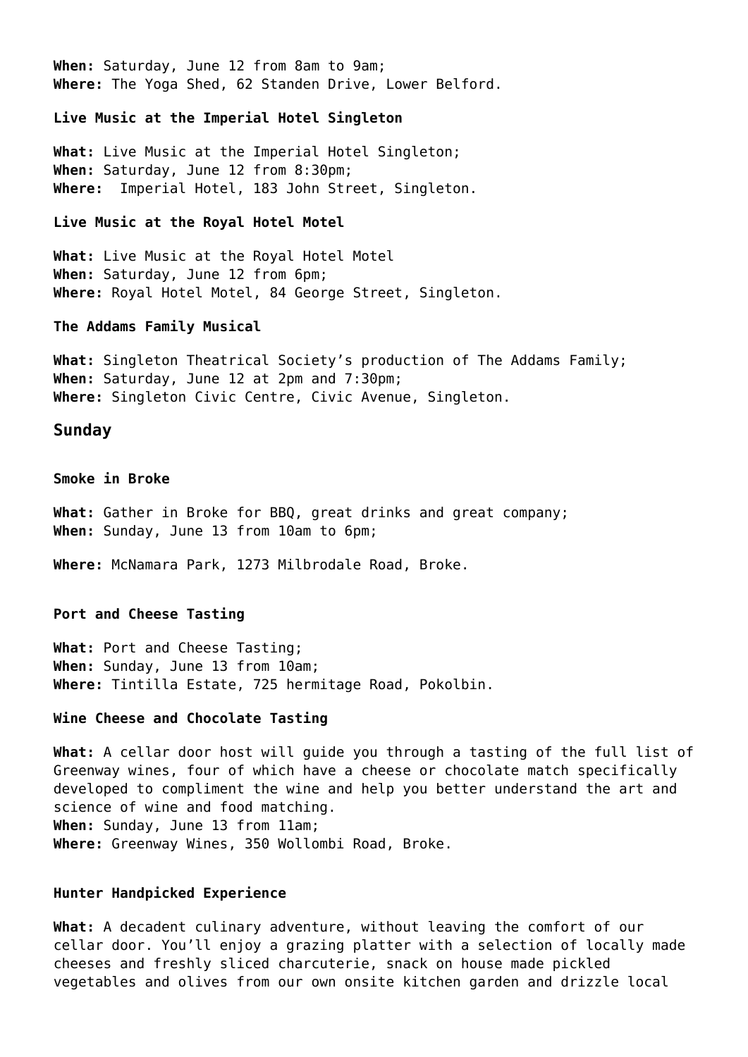**When:** Saturday, June 12 from 8am to 9am;
**Where:** The Yoga Shed, 62 Standen Drive, Lower Belford.

**Live Music at the Imperial Hotel Singleton**

**What:** Live Music at the Imperial Hotel Singleton;
**When:** Saturday, June 12 from 8:30pm;
**Where:** Imperial Hotel, 183 John Street, Singleton.

**Live Music at the Royal Hotel Motel**

**What:** Live Music at the Royal Hotel Motel
**When:** Saturday, June 12 from 6pm;
**Where:** Royal Hotel Motel, 84 George Street, Singleton.

**The Addams Family Musical**

**What:** Singleton Theatrical Society's production of The Addams Family;
**When:** Saturday, June 12 at 2pm and 7:30pm;
**Where:** Singleton Civic Centre, Civic Avenue, Singleton.

## Sunday

**Smoke in Broke**

**What:** Gather in Broke for BBQ, great drinks and great company;
**When:** Sunday, June 13 from 10am to 6pm;

**Where:** McNamara Park, 1273 Milbrodale Road, Broke.

**Port and Cheese Tasting**

**What:** Port and Cheese Tasting;
**When:** Sunday, June 13 from 10am;
**Where:** Tintilla Estate, 725 hermitage Road, Pokolbin.

**Wine Cheese and Chocolate Tasting**

**What:** A cellar door host will guide you through a tasting of the full list of Greenway wines, four of which have a cheese or chocolate match specifically developed to compliment the wine and help you better understand the art and science of wine and food matching.
**When:** Sunday, June 13 from 11am;
**Where:** Greenway Wines, 350 Wollombi Road, Broke.

**Hunter Handpicked Experience**

**What:** A decadent culinary adventure, without leaving the comfort of our cellar door. You'll enjoy a grazing platter with a selection of locally made cheeses and freshly sliced charcuterie, snack on house made pickled vegetables and olives from our own onsite kitchen garden and drizzle local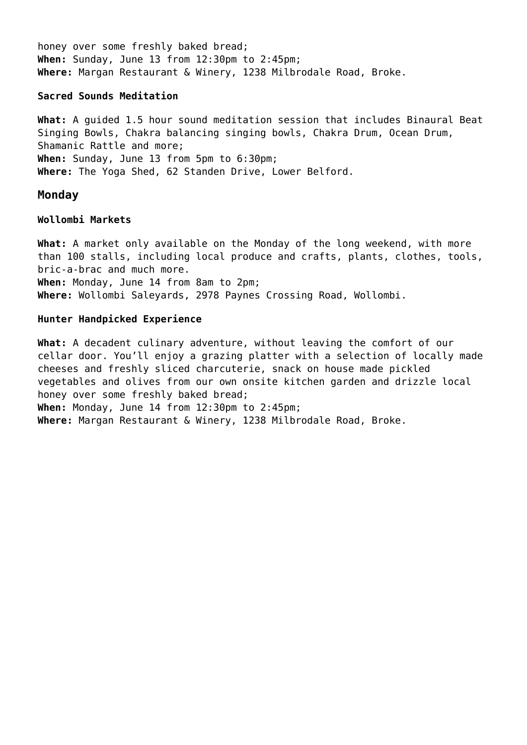honey over some freshly baked bread;
**When:** Sunday, June 13 from 12:30pm to 2:45pm;
**Where:** Margan Restaurant & Winery, 1238 Milbrodale Road, Broke.

**Sacred Sounds Meditation**

**What:** A guided 1.5 hour sound meditation session that includes Binaural Beat Singing Bowls, Chakra balancing singing bowls, Chakra Drum, Ocean Drum, Shamanic Rattle and more;
**When:** Sunday, June 13 from 5pm to 6:30pm;
**Where:** The Yoga Shed, 62 Standen Drive, Lower Belford.

## Monday

**Wollombi Markets**

**What:** A market only available on the Monday of the long weekend, with more than 100 stalls, including local produce and crafts, plants, clothes, tools, bric-a-brac and much more.
**When:** Monday, June 14 from 8am to 2pm;
**Where:** Wollombi Saleyards, 2978 Paynes Crossing Road, Wollombi.

**Hunter Handpicked Experience**

**What:** A decadent culinary adventure, without leaving the comfort of our cellar door. You'll enjoy a grazing platter with a selection of locally made cheeses and freshly sliced charcuterie, snack on house made pickled vegetables and olives from our own onsite kitchen garden and drizzle local honey over some freshly baked bread;
**When:** Monday, June 14 from 12:30pm to 2:45pm;
**Where:** Margan Restaurant & Winery, 1238 Milbrodale Road, Broke.